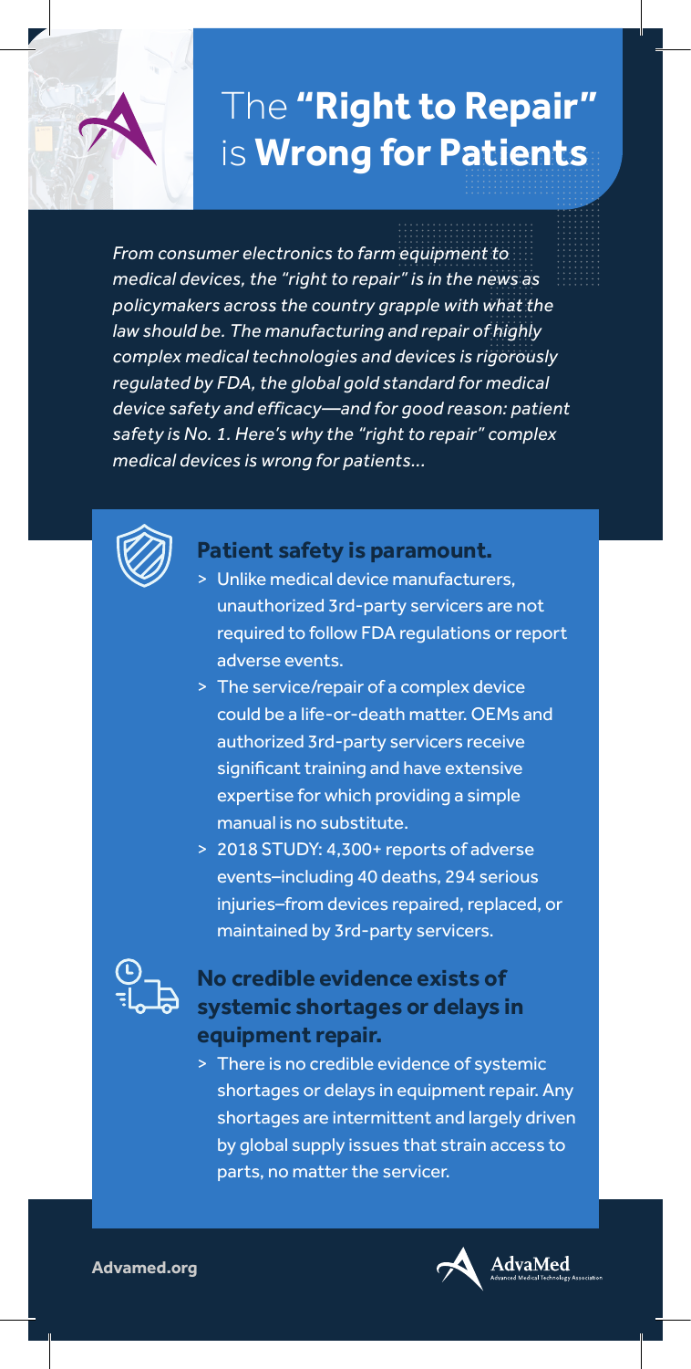# The **"Right to Repair"** is **Wrong for Patients**

*From consumer electronics to farm equipment to medical devices, the "right to repair" is in the news as policymakers across the country grapple with what the law should be. The manufacturing and repair of highly complex medical technologies and devices is rigorously regulated by FDA, the global gold standard for medical device safety and efficacy—and for good reason: patient safety is No. 1. Here's why the "right to repair" complex medical devices is wrong for patients...*

## Patient safety is paramount.

> Unlike medical device manufacturers, unauthorized 3rd-party servicers are not required to follow FDA regulations or report adverse events.

> The service/repair of a complex device could be a life-or-death matter. OEMs and authorized 3rd-party servicers receive significant training and have extensive expertise for which providing a simple manual is no substitute.

> 2018 STUDY: 4,300+ reports of adverse events–including 40 deaths, 294 serious injuries–from devices repaired, replaced, or maintained by 3rd-party servicers.

## No credible evidence exists of systemic shortages or delays in equipment repair.

> There is no credible evidence of systemic shortages or delays in equipment repair. Any shortages are intermittent and largely driven by global supply issues that strain access to parts, no matter the servicer.

**Advamed.org**

AdvaMed
Advanced Medical Technology Association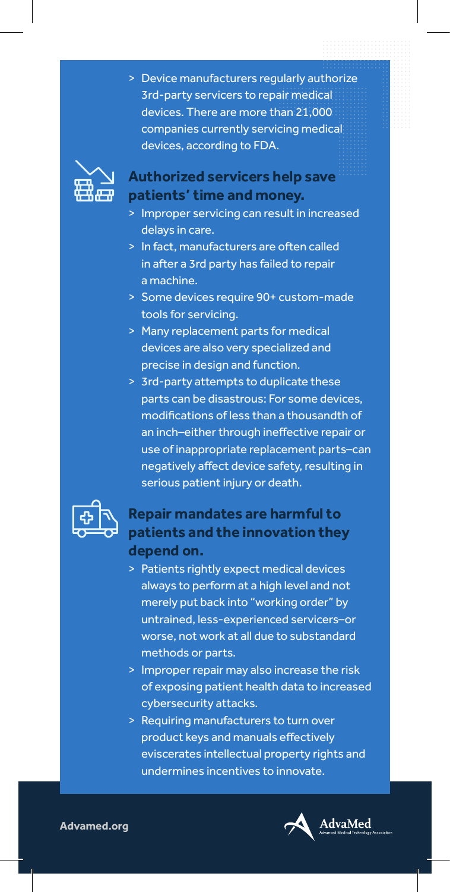- Device manufacturers regularly authorize 3rd-party servicers to repair medical devices. There are more than 21,000 companies currently servicing medical devices, according to FDA.

## Authorized servicers help save patients' time and money.

- Improper servicing can result in increased delays in care.
- In fact, manufacturers are often called in after a 3rd party has failed to repair a machine.
- Some devices require 90+ custom-made tools for servicing.
- Many replacement parts for medical devices are also very specialized and precise in design and function.
- 3rd-party attempts to duplicate these parts can be disastrous: For some devices, modifications of less than a thousandth of an inch–either through ineffective repair or use of inappropriate replacement parts–can negatively affect device safety, resulting in serious patient injury or death.

## Repair mandates are harmful to patients and the innovation they depend on.

- Patients rightly expect medical devices always to perform at a high level and not merely put back into "working order" by untrained, less-experienced servicers–or worse, not work at all due to substandard methods or parts.
- Improper repair may also increase the risk of exposing patient health data to increased cybersecurity attacks.
- Requiring manufacturers to turn over product keys and manuals effectively eviscerates intellectual property rights and undermines incentives to innovate.

**Advamed.org**

AdvaMed
Advanced Medical Technology Association